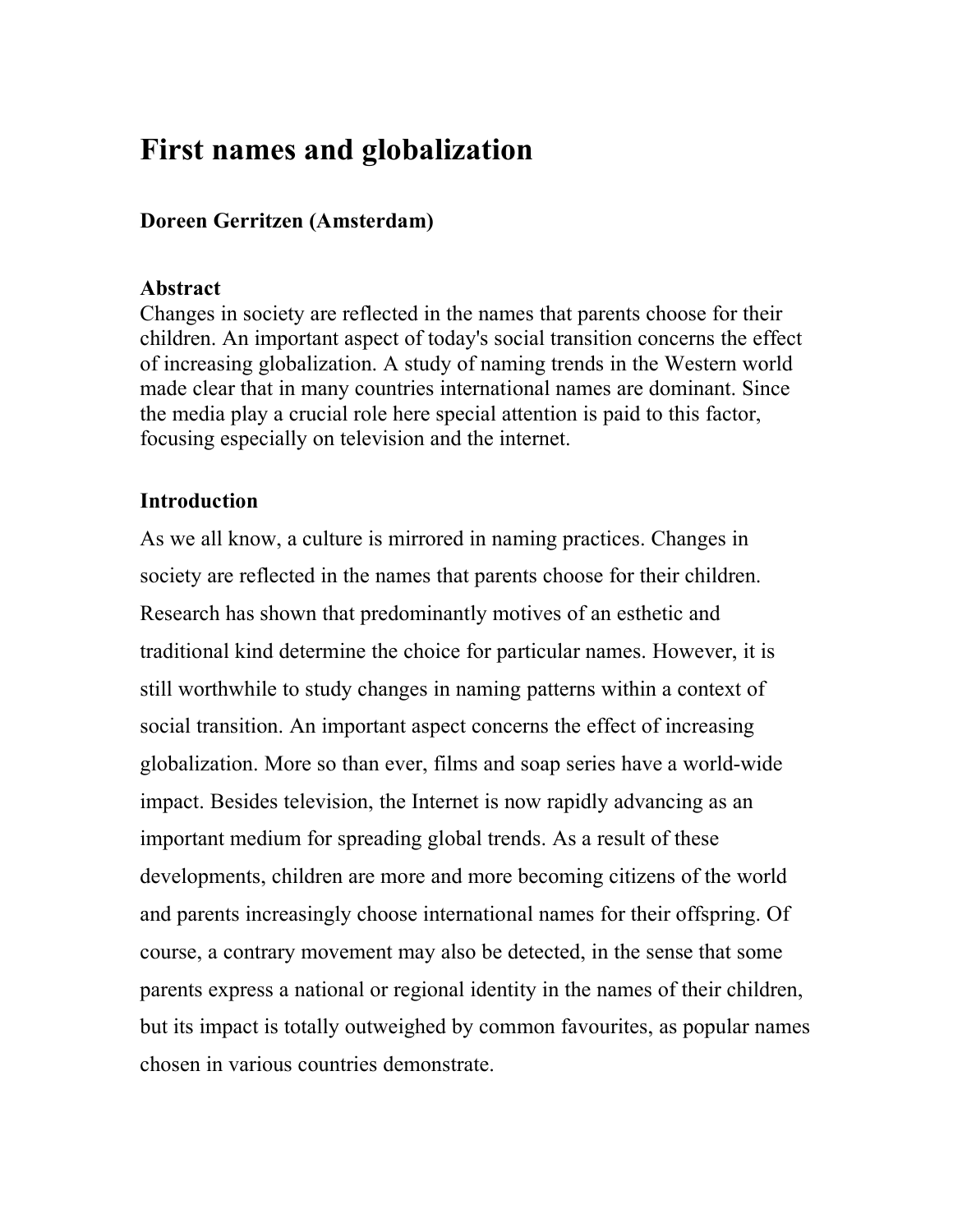# First names and globalization

**Doreen Gerritzen (Amsterdam)**

**Abstract**

Changes in society are reflected in the names that parents choose for their children. An important aspect of today's social transition concerns the effect of increasing globalization. A study of naming trends in the Western world made clear that in many countries international names are dominant. Since the media play a crucial role here special attention is paid to this factor, focusing especially on television and the internet.

**Introduction**

As we all know, a culture is mirrored in naming practices. Changes in society are reflected in the names that parents choose for their children. Research has shown that predominantly motives of an esthetic and traditional kind determine the choice for particular names. However, it is still worthwhile to study changes in naming patterns within a context of social transition. An important aspect concerns the effect of increasing globalization. More so than ever, films and soap series have a world-wide impact. Besides television, the Internet is now rapidly advancing as an important medium for spreading global trends. As a result of these developments, children are more and more becoming citizens of the world and parents increasingly choose international names for their offspring. Of course, a contrary movement may also be detected, in the sense that some parents express a national or regional identity in the names of their children, but its impact is totally outweighed by common favourites, as popular names chosen in various countries demonstrate.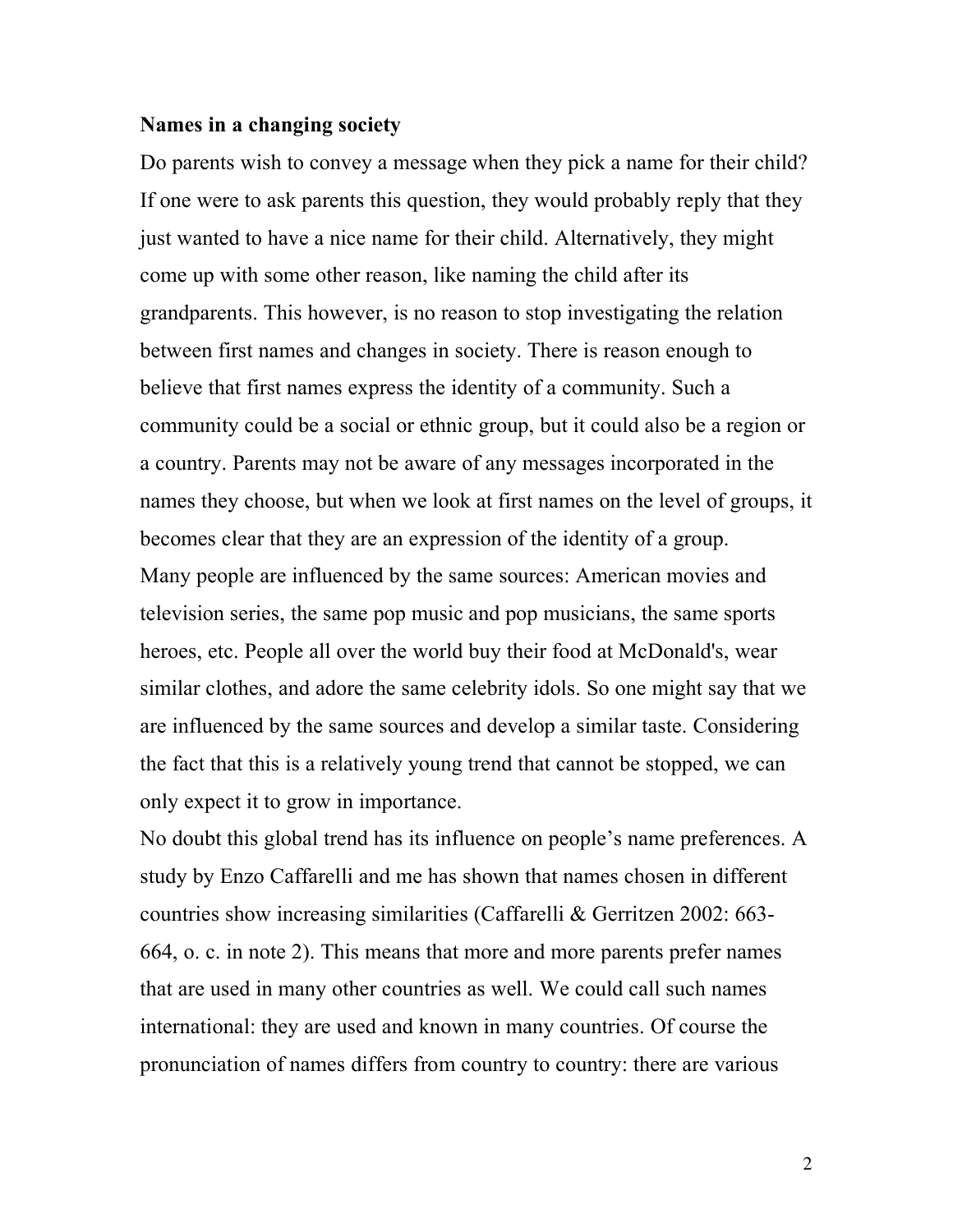**Names in a changing society**

Do parents wish to convey a message when they pick a name for their child? If one were to ask parents this question, they would probably reply that they just wanted to have a nice name for their child. Alternatively, they might come up with some other reason, like naming the child after its grandparents. This however, is no reason to stop investigating the relation between first names and changes in society. There is reason enough to believe that first names express the identity of a community. Such a community could be a social or ethnic group, but it could also be a region or a country. Parents may not be aware of any messages incorporated in the names they choose, but when we look at first names on the level of groups, it becomes clear that they are an expression of the identity of a group.

Many people are influenced by the same sources: American movies and television series, the same pop music and pop musicians, the same sports heroes, etc. People all over the world buy their food at McDonald's, wear similar clothes, and adore the same celebrity idols. So one might say that we are influenced by the same sources and develop a similar taste. Considering the fact that this is a relatively young trend that cannot be stopped, we can only expect it to grow in importance.

No doubt this global trend has its influence on people's name preferences. A study by Enzo Caffarelli and me has shown that names chosen in different countries show increasing similarities (Caffarelli & Gerritzen 2002: 663-664, o. c. in note 2). This means that more and more parents prefer names that are used in many other countries as well. We could call such names international: they are used and known in many countries. Of course the pronunciation of names differs from country to country: there are various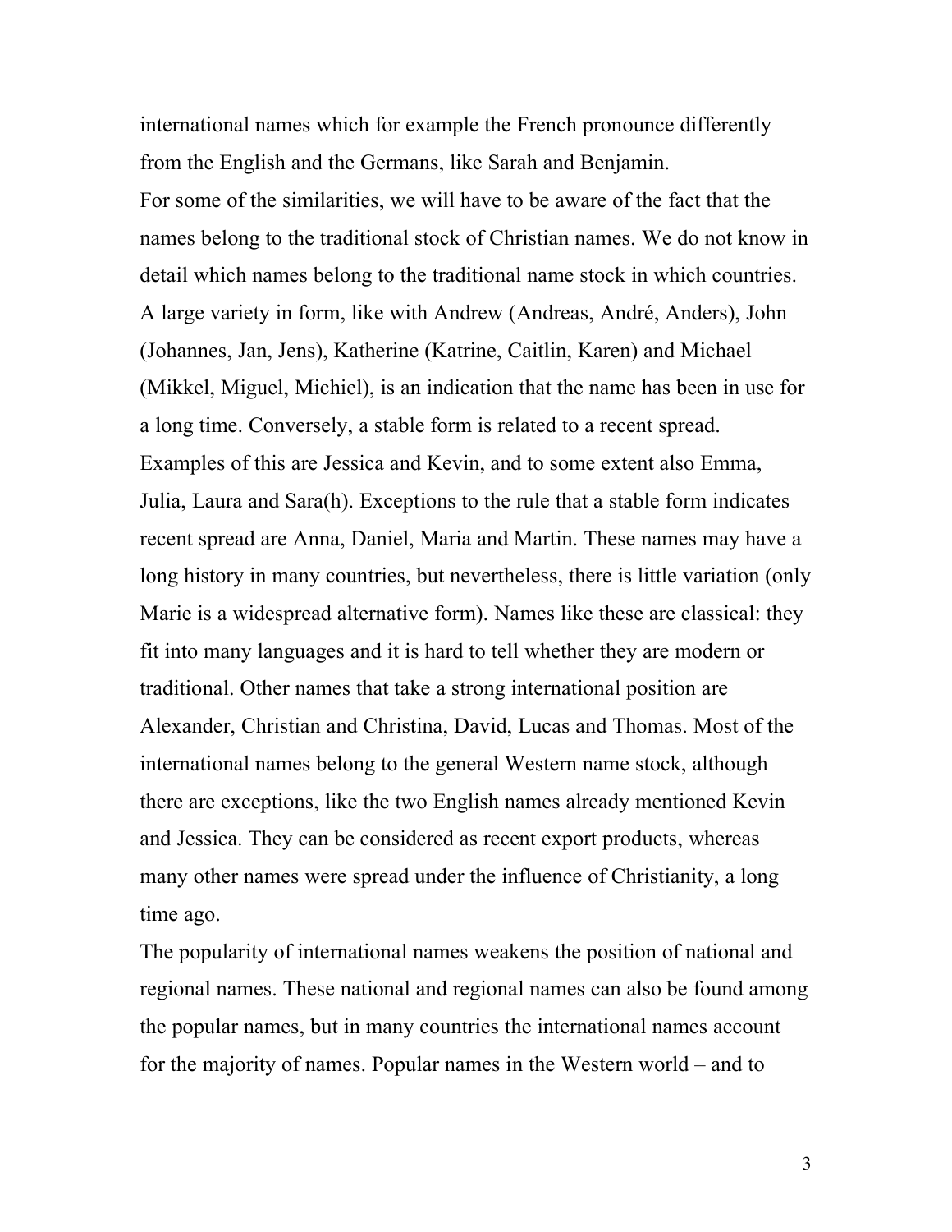international names which for example the French pronounce differently from the English and the Germans, like Sarah and Benjamin.

For some of the similarities, we will have to be aware of the fact that the names belong to the traditional stock of Christian names. We do not know in detail which names belong to the traditional name stock in which countries. A large variety in form, like with Andrew (Andreas, André, Anders), John (Johannes, Jan, Jens), Katherine (Katrine, Caitlin, Karen) and Michael (Mikkel, Miguel, Michiel), is an indication that the name has been in use for a long time. Conversely, a stable form is related to a recent spread. Examples of this are Jessica and Kevin, and to some extent also Emma, Julia, Laura and Sara(h). Exceptions to the rule that a stable form indicates recent spread are Anna, Daniel, Maria and Martin. These names may have a long history in many countries, but nevertheless, there is little variation (only Marie is a widespread alternative form). Names like these are classical: they fit into many languages and it is hard to tell whether they are modern or traditional. Other names that take a strong international position are Alexander, Christian and Christina, David, Lucas and Thomas. Most of the international names belong to the general Western name stock, although there are exceptions, like the two English names already mentioned Kevin and Jessica. They can be considered as recent export products, whereas many other names were spread under the influence of Christianity, a long time ago.

The popularity of international names weakens the position of national and regional names. These national and regional names can also be found among the popular names, but in many countries the international names account for the majority of names. Popular names in the Western world – and to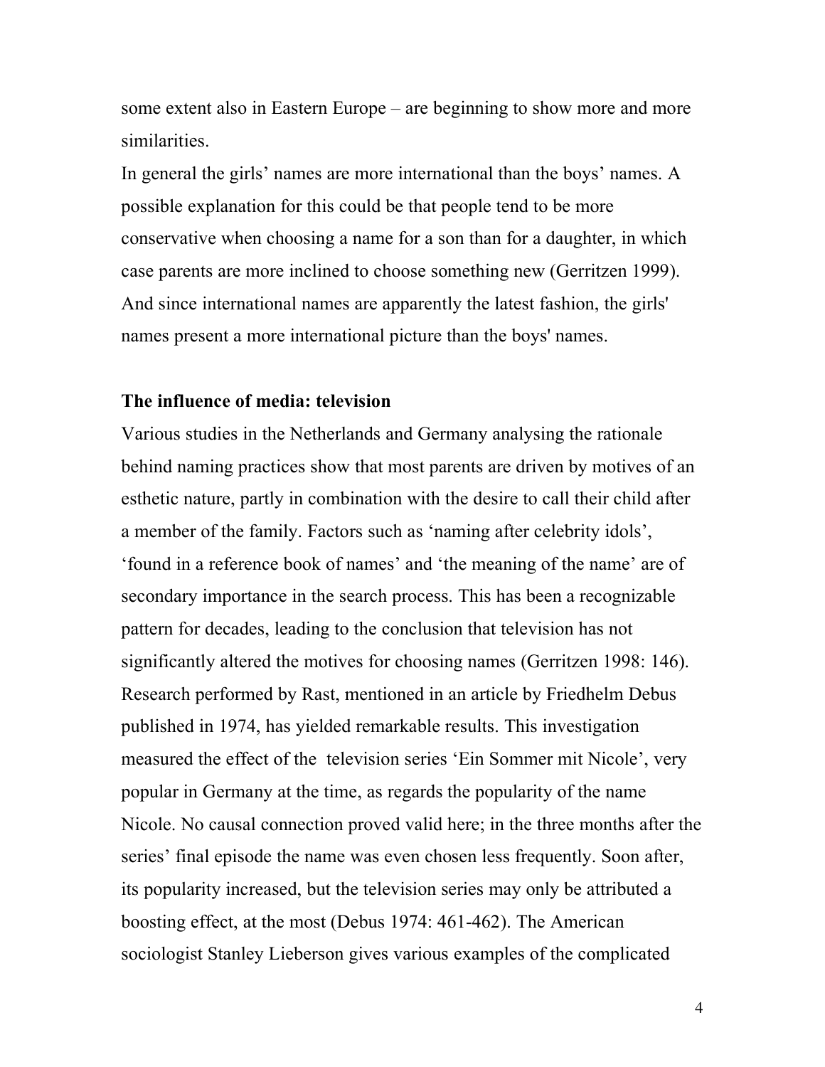some extent also in Eastern Europe – are beginning to show more and more similarities.

In general the girls' names are more international than the boys' names. A possible explanation for this could be that people tend to be more conservative when choosing a name for a son than for a daughter, in which case parents are more inclined to choose something new (Gerritzen 1999). And since international names are apparently the latest fashion, the girls' names present a more international picture than the boys' names.

## The influence of media: television

Various studies in the Netherlands and Germany analysing the rationale behind naming practices show that most parents are driven by motives of an esthetic nature, partly in combination with the desire to call their child after a member of the family. Factors such as 'naming after celebrity idols', 'found in a reference book of names' and 'the meaning of the name' are of secondary importance in the search process. This has been a recognizable pattern for decades, leading to the conclusion that television has not significantly altered the motives for choosing names (Gerritzen 1998: 146). Research performed by Rast, mentioned in an article by Friedhelm Debus published in 1974, has yielded remarkable results. This investigation measured the effect of the television series 'Ein Sommer mit Nicole', very popular in Germany at the time, as regards the popularity of the name Nicole. No causal connection proved valid here; in the three months after the series' final episode the name was even chosen less frequently. Soon after, its popularity increased, but the television series may only be attributed a boosting effect, at the most (Debus 1974: 461-462). The American sociologist Stanley Lieberson gives various examples of the complicated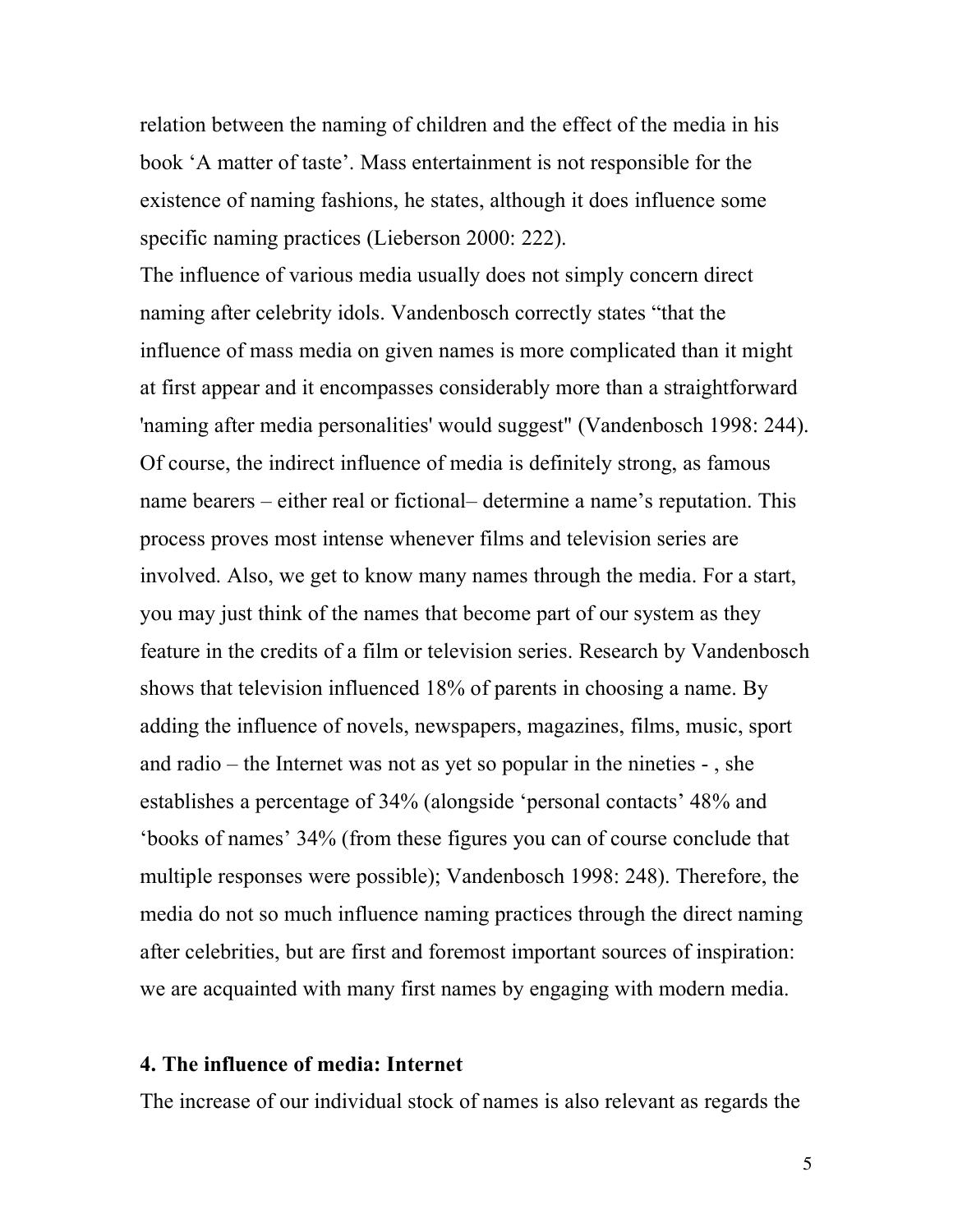relation between the naming of children and the effect of the media in his book 'A matter of taste'. Mass entertainment is not responsible for the existence of naming fashions, he states, although it does influence some specific naming practices (Lieberson 2000: 222).

The influence of various media usually does not simply concern direct naming after celebrity idols. Vandenbosch correctly states "that the influence of mass media on given names is more complicated than it might at first appear and it encompasses considerably more than a straightforward 'naming after media personalities' would suggest" (Vandenbosch 1998: 244). Of course, the indirect influence of media is definitely strong, as famous name bearers – either real or fictional– determine a name's reputation. This process proves most intense whenever films and television series are involved. Also, we get to know many names through the media. For a start, you may just think of the names that become part of our system as they feature in the credits of a film or television series. Research by Vandenbosch shows that television influenced 18% of parents in choosing a name. By adding the influence of novels, newspapers, magazines, films, music, sport and radio – the Internet was not as yet so popular in the nineties - , she establishes a percentage of 34% (alongside 'personal contacts' 48% and 'books of names' 34% (from these figures you can of course conclude that multiple responses were possible); Vandenbosch 1998: 248). Therefore, the media do not so much influence naming practices through the direct naming after celebrities, but are first and foremost important sources of inspiration: we are acquainted with many first names by engaging with modern media.

## 4. The influence of media: Internet

The increase of our individual stock of names is also relevant as regards the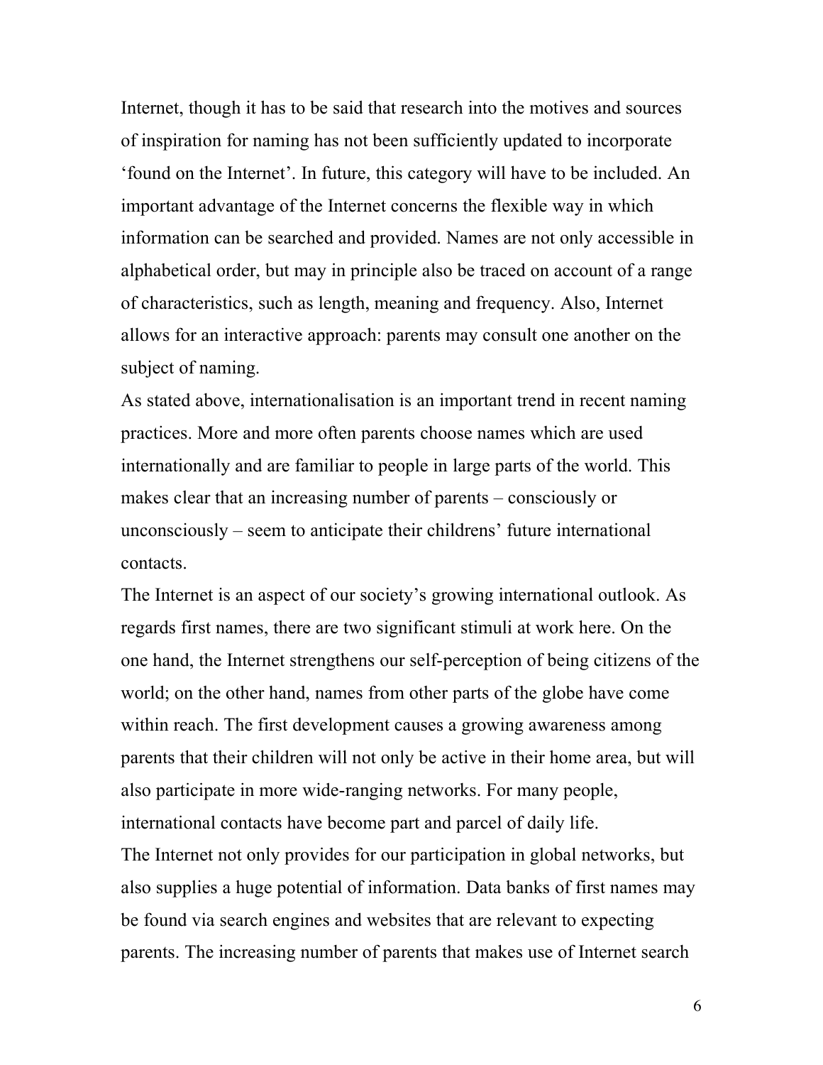Internet, though it has to be said that research into the motives and sources of inspiration for naming has not been sufficiently updated to incorporate 'found on the Internet'. In future, this category will have to be included. An important advantage of the Internet concerns the flexible way in which information can be searched and provided. Names are not only accessible in alphabetical order, but may in principle also be traced on account of a range of characteristics, such as length, meaning and frequency. Also, Internet allows for an interactive approach: parents may consult one another on the subject of naming.

As stated above, internationalisation is an important trend in recent naming practices. More and more often parents choose names which are used internationally and are familiar to people in large parts of the world. This makes clear that an increasing number of parents – consciously or unconsciously – seem to anticipate their childrens' future international contacts.

The Internet is an aspect of our society's growing international outlook. As regards first names, there are two significant stimuli at work here. On the one hand, the Internet strengthens our self-perception of being citizens of the world; on the other hand, names from other parts of the globe have come within reach. The first development causes a growing awareness among parents that their children will not only be active in their home area, but will also participate in more wide-ranging networks. For many people, international contacts have become part and parcel of daily life.

The Internet not only provides for our participation in global networks, but also supplies a huge potential of information. Data banks of first names may be found via search engines and websites that are relevant to expecting parents. The increasing number of parents that makes use of Internet search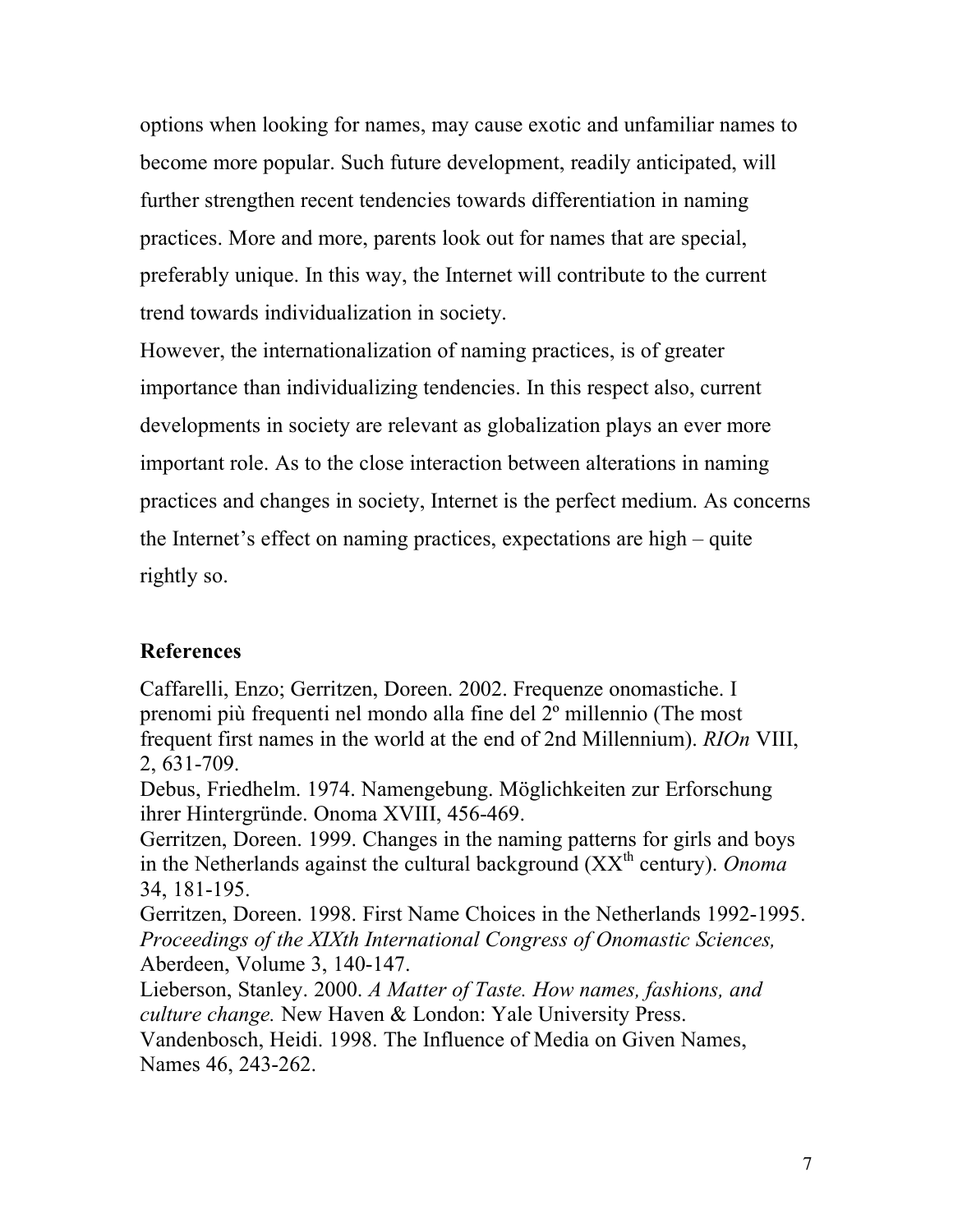options when looking for names, may cause exotic and unfamiliar names to become more popular. Such future development, readily anticipated, will further strengthen recent tendencies towards differentiation in naming practices. More and more, parents look out for names that are special, preferably unique. In this way, the Internet will contribute to the current trend towards individualization in society.

However, the internationalization of naming practices, is of greater importance than individualizing tendencies. In this respect also, current developments in society are relevant as globalization plays an ever more important role. As to the close interaction between alterations in naming practices and changes in society, Internet is the perfect medium. As concerns the Internet's effect on naming practices, expectations are high – quite rightly so.

## References

Caffarelli, Enzo; Gerritzen, Doreen. 2002. Frequenze onomastiche. I prenomi più frequenti nel mondo alla fine del 2º millennio (The most frequent first names in the world at the end of 2nd Millennium). *RIOn* VIII, 2, 631-709.

Debus, Friedhelm. 1974. Namengebung. Möglichkeiten zur Erforschung ihrer Hintergründe. Onoma XVIII, 456-469.

Gerritzen, Doreen. 1999. Changes in the naming patterns for girls and boys in the Netherlands against the cultural background (XX$^{th}$ century). *Onoma* 34, 181-195.

Gerritzen, Doreen. 1998. First Name Choices in the Netherlands 1992-1995. *Proceedings of the XIXth International Congress of Onomastic Sciences,* Aberdeen, Volume 3, 140-147.

Lieberson, Stanley. 2000. *A Matter of Taste. How names, fashions, and culture change.* New Haven & London: Yale University Press.

Vandenbosch, Heidi. 1998. The Influence of Media on Given Names, Names 46, 243-262.